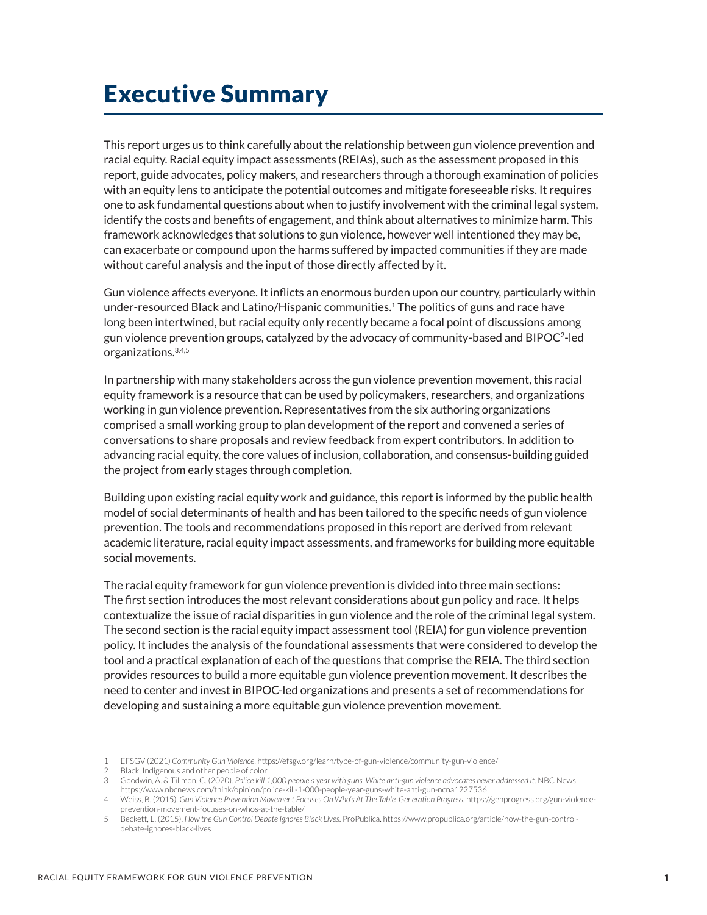# Executive Summary

This report urges us to think carefully about the relationship between gun violence prevention and racial equity. Racial equity impact assessments (REIAs), such as the assessment proposed in this report, guide advocates, policy makers, and researchers through a thorough examination of policies with an equity lens to anticipate the potential outcomes and mitigate foreseeable risks. It requires one to ask fundamental questions about when to justify involvement with the criminal legal system, identify the costs and benefits of engagement, and think about alternatives to minimize harm. This framework acknowledges that solutions to gun violence, however well intentioned they may be, can exacerbate or compound upon the harms suffered by impacted communities if they are made without careful analysis and the input of those directly affected by it.

Gun violence affects everyone. It inflicts an enormous burden upon our country, particularly within under-resourced Black and Latino/Hispanic communities.[1] The politics of guns and race have long been intertwined, but racial equity only recently became a focal point of discussions among gun violence prevention groups, catalyzed by the advocacy of community-based and BIPOC[2]-led organizations.[3,4,5]

In partnership with many stakeholders across the gun violence prevention movement, this racial equity framework is a resource that can be used by policymakers, researchers, and organizations working in gun violence prevention. Representatives from the six authoring organizations comprised a small working group to plan development of the report and convened a series of conversations to share proposals and review feedback from expert contributors. In addition to advancing racial equity, the core values of inclusion, collaboration, and consensus-building guided the project from early stages through completion.

Building upon existing racial equity work and guidance, this report is informed by the public health model of social determinants of health and has been tailored to the specific needs of gun violence prevention. The tools and recommendations proposed in this report are derived from relevant academic literature, racial equity impact assessments, and frameworks for building more equitable social movements.

The racial equity framework for gun violence prevention is divided into three main sections: The first section introduces the most relevant considerations about gun policy and race. It helps contextualize the issue of racial disparities in gun violence and the role of the criminal legal system. The second section is the racial equity impact assessment tool (REIA) for gun violence prevention policy. It includes the analysis of the foundational assessments that were considered to develop the tool and a practical explanation of each of the questions that comprise the REIA. The third section provides resources to build a more equitable gun violence prevention movement. It describes the need to center and invest in BIPOC-led organizations and presents a set of recommendations for developing and sustaining a more equitable gun violence prevention movement.

1 EFSGV (2021) *Community Gun Violence*. https://efsgv.org/learn/type-of-gun-violence/community-gun-violence/
2 Black, Indigenous and other people of color
3 Goodwin, A. & Tillmon, C. (2020). *Police kill 1,000 people a year with guns. White anti-gun violence advocates never addressed it*. NBC News. https://www.nbcnews.com/think/opinion/police-kill-1-000-people-year-guns-white-anti-gun-ncna1227536
4 Weiss, B. (2015). *Gun Violence Prevention Movement Focuses On Who's At The Table. Generation Progress*. https://genprogress.org/gun-violence-prevention-movement-focuses-on-whos-at-the-table/
5 Beckett, L. (2015). *How the Gun Control Debate Ignores Black Lives*. ProPublica. https://www.propublica.org/article/how-the-gun-control-debate-ignores-black-lives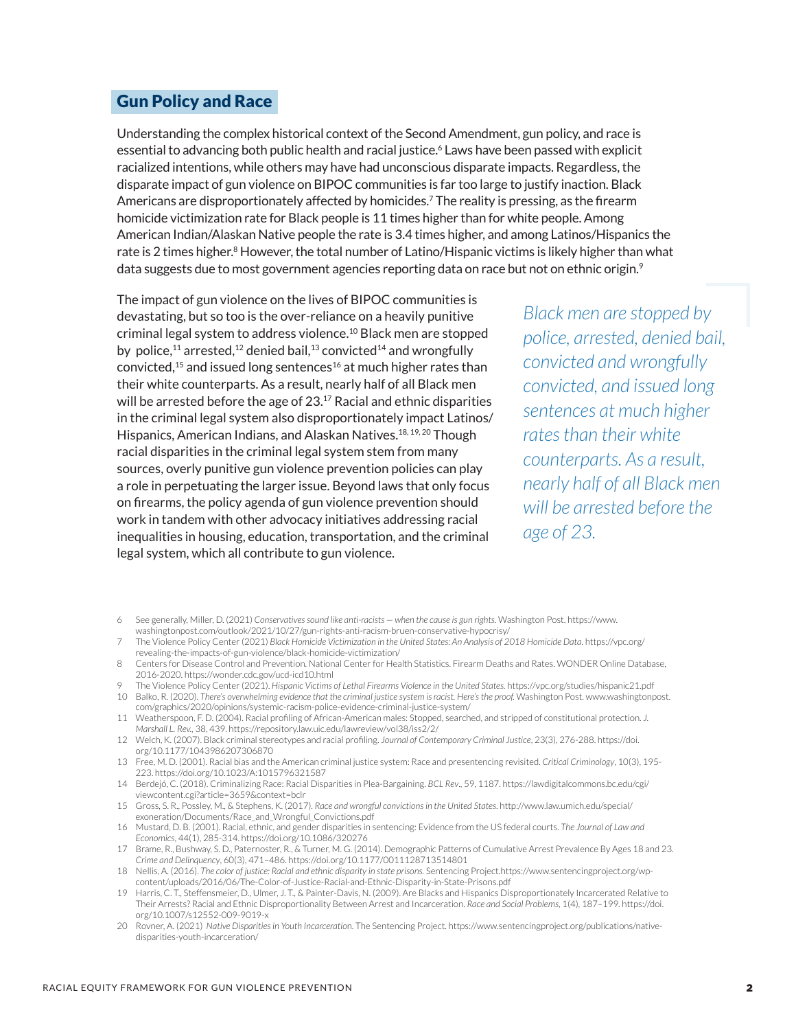## Gun Policy and Race

Understanding the complex historical context of the Second Amendment, gun policy, and race is essential to advancing both public health and racial justice.[6] Laws have been passed with explicit racialized intentions, while others may have had unconscious disparate impacts. Regardless, the disparate impact of gun violence on BIPOC communities is far too large to justify inaction. Black Americans are disproportionately affected by homicides.[7] The reality is pressing, as the firearm homicide victimization rate for Black people is 11 times higher than for white people. Among American Indian/Alaskan Native people the rate is 3.4 times higher, and among Latinos/Hispanics the rate is 2 times higher.[8] However, the total number of Latino/Hispanic victims is likely higher than what data suggests due to most government agencies reporting data on race but not on ethnic origin.[9]

The impact of gun violence on the lives of BIPOC communities is devastating, but so too is the over-reliance on a heavily punitive criminal legal system to address violence.[10] Black men are stopped by police,[11] arrested,[12] denied bail,[13] convicted[14] and wrongfully convicted,[15] and issued long sentences[16] at much higher rates than their white counterparts. As a result, nearly half of all Black men will be arrested before the age of 23.[17] Racial and ethnic disparities in the criminal legal system also disproportionately impact Latinos/Hispanics, American Indians, and Alaskan Natives.[18, 19, 20] Though racial disparities in the criminal legal system stem from many sources, overly punitive gun violence prevention policies can play a role in perpetuating the larger issue. Beyond laws that only focus on firearms, the policy agenda of gun violence prevention should work in tandem with other advocacy initiatives addressing racial inequalities in housing, education, transportation, and the criminal legal system, which all contribute to gun violence.

*Black men are stopped by police, arrested, denied bail, convicted and wrongfully convicted, and issued long sentences at much higher rates than their white counterparts. As a result, nearly half of all Black men will be arrested before the age of 23.*

6 See generally, Miller, D. (2021) *Conservatives sound like anti-racists — when the cause is gun rights.* Washington Post. https://www.washingtonpost.com/outlook/2021/10/27/gun-rights-anti-racism-bruen-conservative-hypocrisy/

7 The Violence Policy Center (2021) *Black Homicide Victimization in the United States: An Analysis of 2018 Homicide Data*. https://vpc.org/revealing-the-impacts-of-gun-violence/black-homicide-victimization/

8 Centers for Disease Control and Prevention. National Center for Health Statistics. Firearm Deaths and Rates. WONDER Online Database, 2016-2020. https://wonder.cdc.gov/ucd-icd10.html

9 The Violence Policy Center (2021). *Hispanic Victims of Lethal Firearms Violence in the United States.* https://vpc.org/studies/hispanic21.pdf

10 Balko, R. (2020). *There's overwhelming evidence that the criminal justice system is racist. Here's the proof.* Washington Post. www.washingtonpost.com/graphics/2020/opinions/systemic-racism-police-evidence-criminal-justice-system/

11 Weatherspoon, F. D. (2004). Racial profiling of African-American males: Stopped, searched, and stripped of constitutional protection. *J. Marshall L. Rev.*, 38, 439. https://repository.law.uic.edu/lawreview/vol38/iss2/2/

12 Welch, K. (2007). Black criminal stereotypes and racial profiling. *Journal of Contemporary Criminal Justice*, 23(3), 276-288. https://doi.org/10.1177/1043986207306870

13 Free, M. D. (2001). Racial bias and the American criminal justice system: Race and presentencing revisited. *Critical Criminology*, 10(3), 195-223. https://doi.org/10.1023/A:1015796321587

14 Berdejó, C. (2018). Criminalizing Race: Racial Disparities in Plea-Bargaining. *BCL Rev.*, 59, 1187. https://lawdigitalcommons.bc.edu/cgi/viewcontent.cgi?article=3659&context=bclr

15 Gross, S. R., Possley, M., & Stephens, K. (2017). *Race and wrongful convictions in the United States.* http://www.law.umich.edu/special/exoneration/Documents/Race_and_Wrongful_Convictions.pdf

16 Mustard, D. B. (2001). Racial, ethnic, and gender disparities in sentencing: Evidence from the US federal courts. *The Journal of Law and Economics*, 44(1), 285-314. https://doi.org/10.1086/320276

17 Brame, R., Bushway, S. D., Paternoster, R., & Turner, M. G. (2014). Demographic Patterns of Cumulative Arrest Prevalence By Ages 18 and 23. *Crime and Delinquency*, 60(3), 471–486. https://doi.org/10.1177/0011128713514801

18 Nellis, A. (2016). *The color of justice: Racial and ethnic disparity in state prisons.* Sentencing Project.https://www.sentencingproject.org/wp-content/uploads/2016/06/The-Color-of-Justice-Racial-and-Ethnic-Disparity-in-State-Prisons.pdf

19 Harris, C. T., Steffensmeier, D., Ulmer, J. T., & Painter-Davis, N. (2009). Are Blacks and Hispanics Disproportionately Incarcerated Relative to Their Arrests? Racial and Ethnic Disproportionality Between Arrest and Incarceration. *Race and Social Problems*, 1(4), 187–199. https://doi.org/10.1007/s12552-009-9019-x

20 Rovner, A. (2021) *Native Disparities in Youth Incarceration.* The Sentencing Project. https://www.sentencingproject.org/publications/native-disparities-youth-incarceration/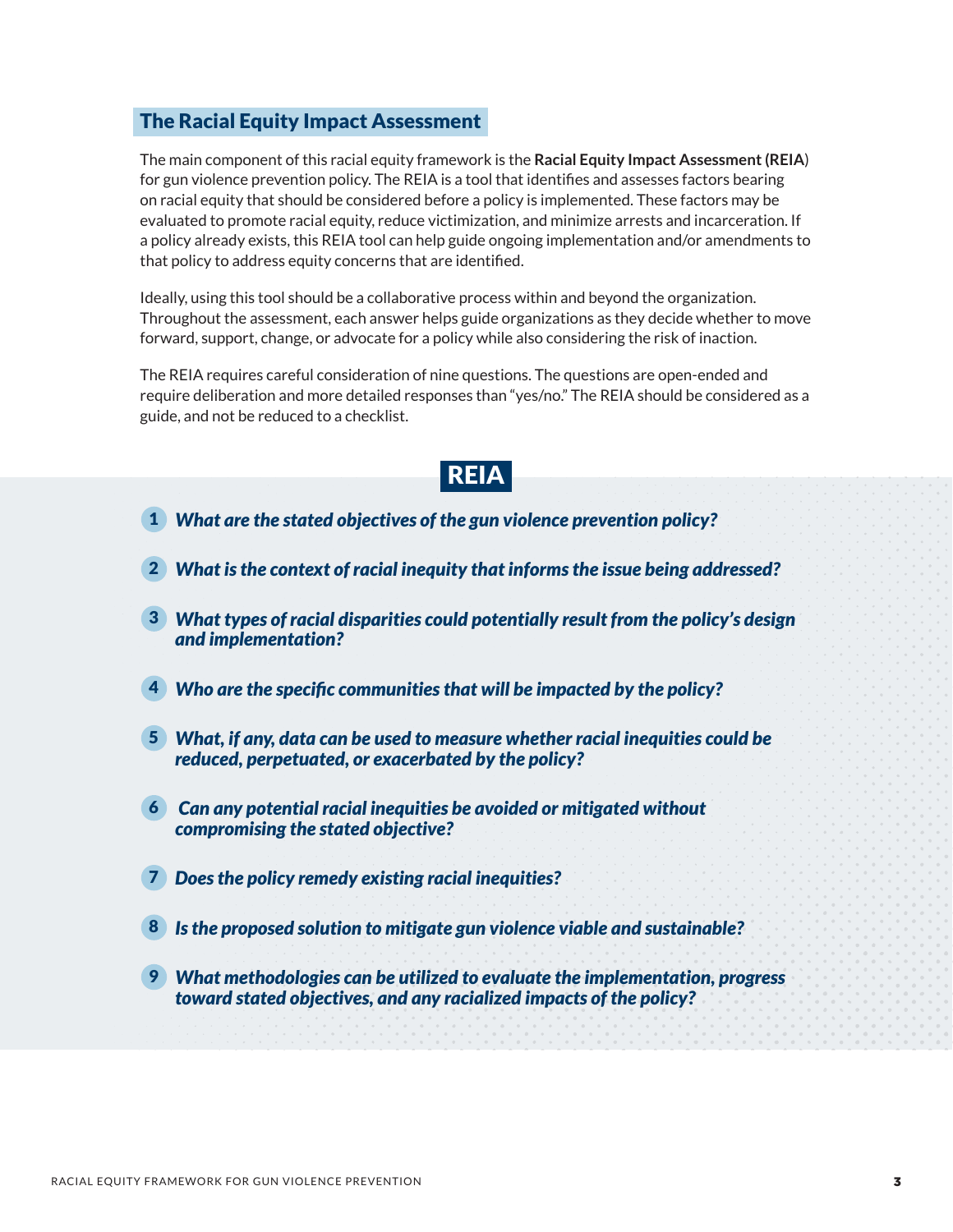## The Racial Equity Impact Assessment

The main component of this racial equity framework is the **Racial Equity Impact Assessment (REIA**) for gun violence prevention policy. The REIA is a tool that identifies and assesses factors bearing on racial equity that should be considered before a policy is implemented. These factors may be evaluated to promote racial equity, reduce victimization, and minimize arrests and incarceration. If a policy already exists, this REIA tool can help guide ongoing implementation and/or amendments to that policy to address equity concerns that are identified.

Ideally, using this tool should be a collaborative process within and beyond the organization. Throughout the assessment, each answer helps guide organizations as they decide whether to move forward, support, change, or advocate for a policy while also considering the risk of inaction.

The REIA requires careful consideration of nine questions. The questions are open-ended and require deliberation and more detailed responses than "yes/no." The REIA should be considered as a guide, and not be reduced to a checklist.

### REIA

1. ***What are the stated objectives of the gun violence prevention policy?***
2. ***What is the context of racial inequity that informs the issue being addressed?***
3. ***What types of racial disparities could potentially result from the policy's design and implementation?***
4. ***Who are the specific communities that will be impacted by the policy?***
5. ***What, if any, data can be used to measure whether racial inequities could be reduced, perpetuated, or exacerbated by the policy?***
6. ***Can any potential racial inequities be avoided or mitigated without compromising the stated objective?***
7. ***Does the policy remedy existing racial inequities?***
8. ***Is the proposed solution to mitigate gun violence viable and sustainable?***
9. ***What methodologies can be utilized to evaluate the implementation, progress toward stated objectives, and any racialized impacts of the policy?***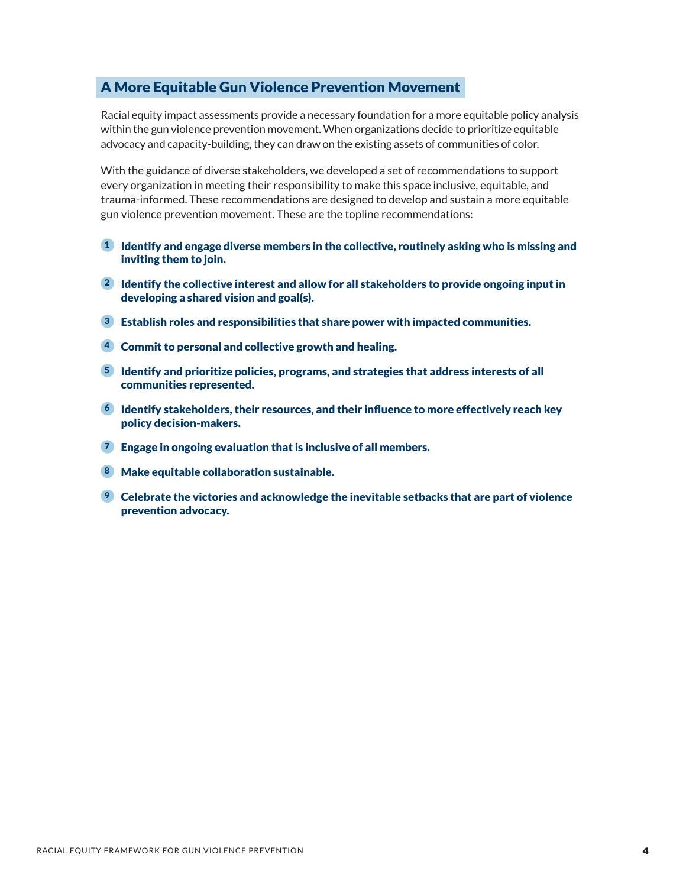## A More Equitable Gun Violence Prevention Movement

Racial equity impact assessments provide a necessary foundation for a more equitable policy analysis within the gun violence prevention movement. When organizations decide to prioritize equitable advocacy and capacity-building, they can draw on the existing assets of communities of color.

With the guidance of diverse stakeholders, we developed a set of recommendations to support every organization in meeting their responsibility to make this space inclusive, equitable, and trauma-informed. These recommendations are designed to develop and sustain a more equitable gun violence prevention movement. These are the topline recommendations:

1. **Identify and engage diverse members in the collective, routinely asking who is missing and inviting them to join.**
2. **Identify the collective interest and allow for all stakeholders to provide ongoing input in developing a shared vision and goal(s).**
3. **Establish roles and responsibilities that share power with impacted communities.**
4. **Commit to personal and collective growth and healing.**
5. **Identify and prioritize policies, programs, and strategies that address interests of all communities represented.**
6. **Identify stakeholders, their resources, and their influence to more effectively reach key policy decision-makers.**
7. **Engage in ongoing evaluation that is inclusive of all members.**
8. **Make equitable collaboration sustainable.**
9. **Celebrate the victories and acknowledge the inevitable setbacks that are part of violence prevention advocacy.**